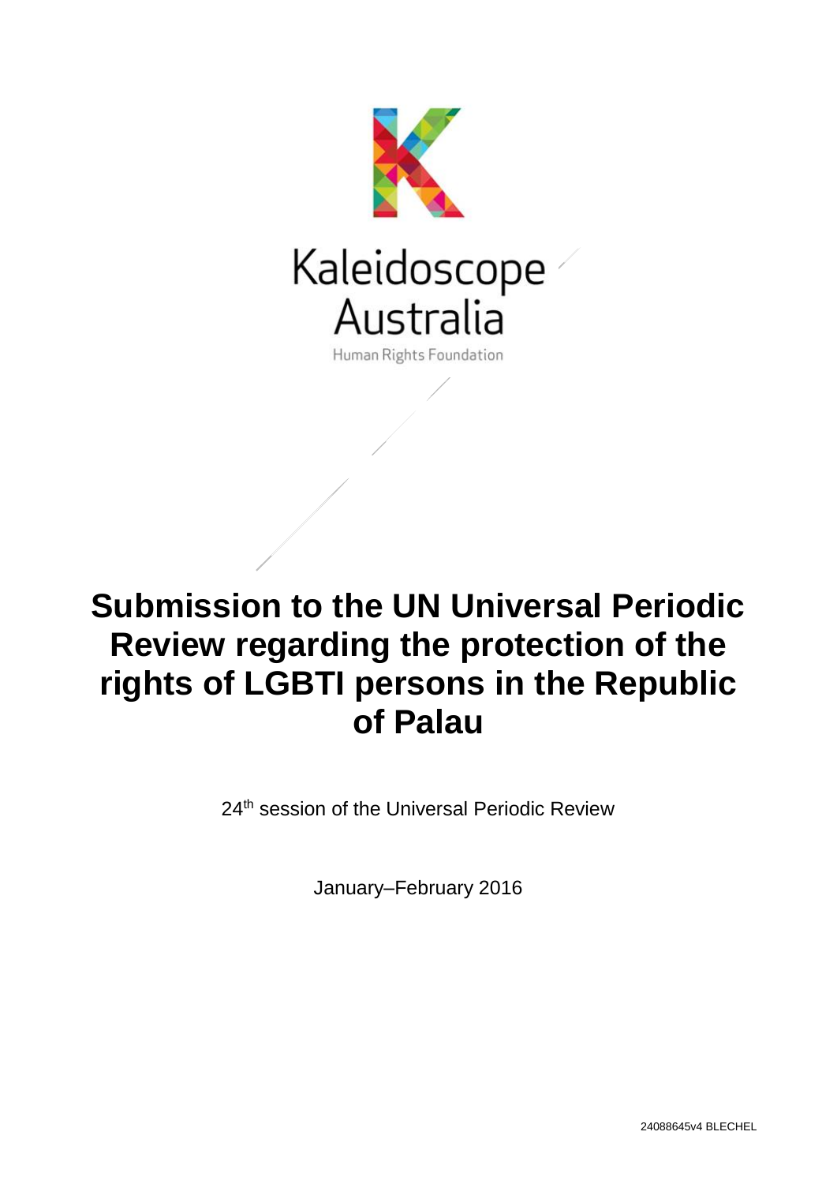Kaleidoscope Australia

Human Rights Foundation

# Submission to the UN Universal Periodic Review regarding the protection of the rights of LGBTI persons in the Republic of Palau

24th session of the Universal Periodic Review

January–February 2016

24088645v4 BLECHEL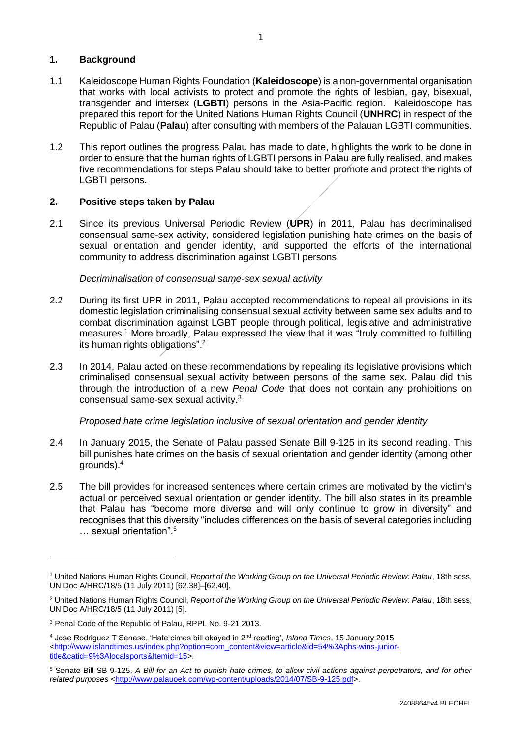## 1. Background

1.1 Kaleidoscope Human Rights Foundation (**Kaleidoscope**) is a non-governmental organisation that works with local activists to protect and promote the rights of lesbian, gay, bisexual, transgender and intersex (**LGBTI**) persons in the Asia-Pacific region. Kaleidoscope has prepared this report for the United Nations Human Rights Council (**UNHRC**) in respect of the Republic of Palau (**Palau**) after consulting with members of the Palauan LGBTI communities.

1.2 This report outlines the progress Palau has made to date, highlights the work to be done in order to ensure that the human rights of LGBTI persons in Palau are fully realised, and makes five recommendations for steps Palau should take to better promote and protect the rights of LGBTI persons.

## 2. Positive steps taken by Palau

2.1 Since its previous Universal Periodic Review (**UPR**) in 2011, Palau has decriminalised consensual same-sex activity, considered legislation punishing hate crimes on the basis of sexual orientation and gender identity, and supported the efforts of the international community to address discrimination against LGBTI persons.

*Decriminalisation of consensual same-sex sexual activity*

2.2 During its first UPR in 2011, Palau accepted recommendations to repeal all provisions in its domestic legislation criminalising consensual sexual activity between same sex adults and to combat discrimination against LGBT people through political, legislative and administrative measures.[1] More broadly, Palau expressed the view that it was "truly committed to fulfilling its human rights obligations".[2]

2.3 In 2014, Palau acted on these recommendations by repealing its legislative provisions which criminalised consensual sexual activity between persons of the same sex. Palau did this through the introduction of a new *Penal Code* that does not contain any prohibitions on consensual same-sex sexual activity.[3]

*Proposed hate crime legislation inclusive of sexual orientation and gender identity*

2.4 In January 2015, the Senate of Palau passed Senate Bill 9-125 in its second reading. This bill punishes hate crimes on the basis of sexual orientation and gender identity (among other grounds).[4]

2.5 The bill provides for increased sentences where certain crimes are motivated by the victim's actual or perceived sexual orientation or gender identity. The bill also states in its preamble that Palau has "become more diverse and will only continue to grow in diversity" and recognises that this diversity "includes differences on the basis of several categories including … sexual orientation".[5]

---

[1] United Nations Human Rights Council, *Report of the Working Group on the Universal Periodic Review: Palau*, 18th sess, UN Doc A/HRC/18/5 (11 July 2011) [62.38]–[62.40].

[2] United Nations Human Rights Council, *Report of the Working Group on the Universal Periodic Review: Palau*, 18th sess, UN Doc A/HRC/18/5 (11 July 2011) [5].

[3] Penal Code of the Republic of Palau, RPPL No. 9-21 2013.

[4] Jose Rodriguez T Senase, 'Hate cimes bill okayed in 2nd reading', *Island Times*, 15 January 2015 <http://www.islandtimes.us/index.php?option=com_content&view=article&id=54%3Aphs-wins-junior-title&catid=9%3Alocalsports&Itemid=15>.

[5] Senate Bill SB 9-125, *A Bill for an Act to punish hate crimes, to allow civil actions against perpetrators, and for other related purposes* <http://www.palauoek.com/wp-content/uploads/2014/07/SB-9-125.pdf>.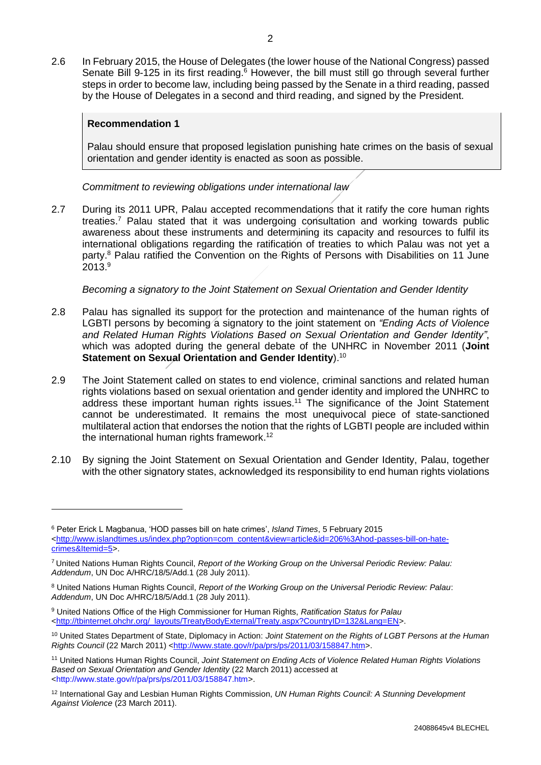2.6 In February 2015, the House of Delegates (the lower house of the National Congress) passed Senate Bill 9-125 in its first reading.[6] However, the bill must still go through several further steps in order to become law, including being passed by the Senate in a third reading, passed by the House of Delegates in a second and third reading, and signed by the President.

> **Recommendation 1**
>
> Palau should ensure that proposed legislation punishing hate crimes on the basis of sexual orientation and gender identity is enacted as soon as possible.

*Commitment to reviewing obligations under international law*

2.7 During its 2011 UPR, Palau accepted recommendations that it ratify the core human rights treaties.[7] Palau stated that it was undergoing consultation and working towards public awareness about these instruments and determining its capacity and resources to fulfil its international obligations regarding the ratification of treaties to which Palau was not yet a party.[8] Palau ratified the Convention on the Rights of Persons with Disabilities on 11 June 2013.[9]

*Becoming a signatory to the Joint Statement on Sexual Orientation and Gender Identity*

2.8 Palau has signalled its support for the protection and maintenance of the human rights of LGBTI persons by becoming a signatory to the joint statement on *"Ending Acts of Violence and Related Human Rights Violations Based on Sexual Orientation and Gender Identity"*, which was adopted during the general debate of the UNHRC in November 2011 (**Joint Statement on Sexual Orientation and Gender Identity**).[10]

2.9 The Joint Statement called on states to end violence, criminal sanctions and related human rights violations based on sexual orientation and gender identity and implored the UNHRC to address these important human rights issues.[11] The significance of the Joint Statement cannot be underestimated. It remains the most unequivocal piece of state-sanctioned multilateral action that endorses the notion that the rights of LGBTI people are included within the international human rights framework.[12]

2.10 By signing the Joint Statement on Sexual Orientation and Gender Identity, Palau, together with the other signatory states, acknowledged its responsibility to end human rights violations

---

[6] Peter Erick L Magbanua, 'HOD passes bill on hate crimes', *Island Times*, 5 February 2015 <http://www.islandtimes.us/index.php?option=com_content&view=article&id=206%3Ahod-passes-bill-on-hate-crimes&Itemid=5>.

[7] United Nations Human Rights Council, *Report of the Working Group on the Universal Periodic Review: Palau: Addendum*, UN Doc A/HRC/18/5/Add.1 (28 July 2011).

[8] United Nations Human Rights Council, *Report of the Working Group on the Universal Periodic Review: Palau*: *Addendum*, UN Doc A/HRC/18/5/Add.1 (28 July 2011).

[9] United Nations Office of the High Commissioner for Human Rights, *Ratification Status for Palau* <http://tbinternet.ohchr.org/_layouts/TreatyBodyExternal/Treaty.aspx?CountryID=132&Lang=EN>.

[10] United States Department of State, Diplomacy in Action: *Joint Statement on the Rights of LGBT Persons at the Human Rights Council* (22 March 2011) <http://www.state.gov/r/pa/prs/ps/2011/03/158847.htm>.

[11] United Nations Human Rights Council, *Joint Statement on Ending Acts of Violence Related Human Rights Violations Based on Sexual Orientation and Gender Identity* (22 March 2011) accessed at <http://www.state.gov/r/pa/prs/ps/2011/03/158847.htm>.

[12] International Gay and Lesbian Human Rights Commission, *UN Human Rights Council: A Stunning Development Against Violence* (23 March 2011).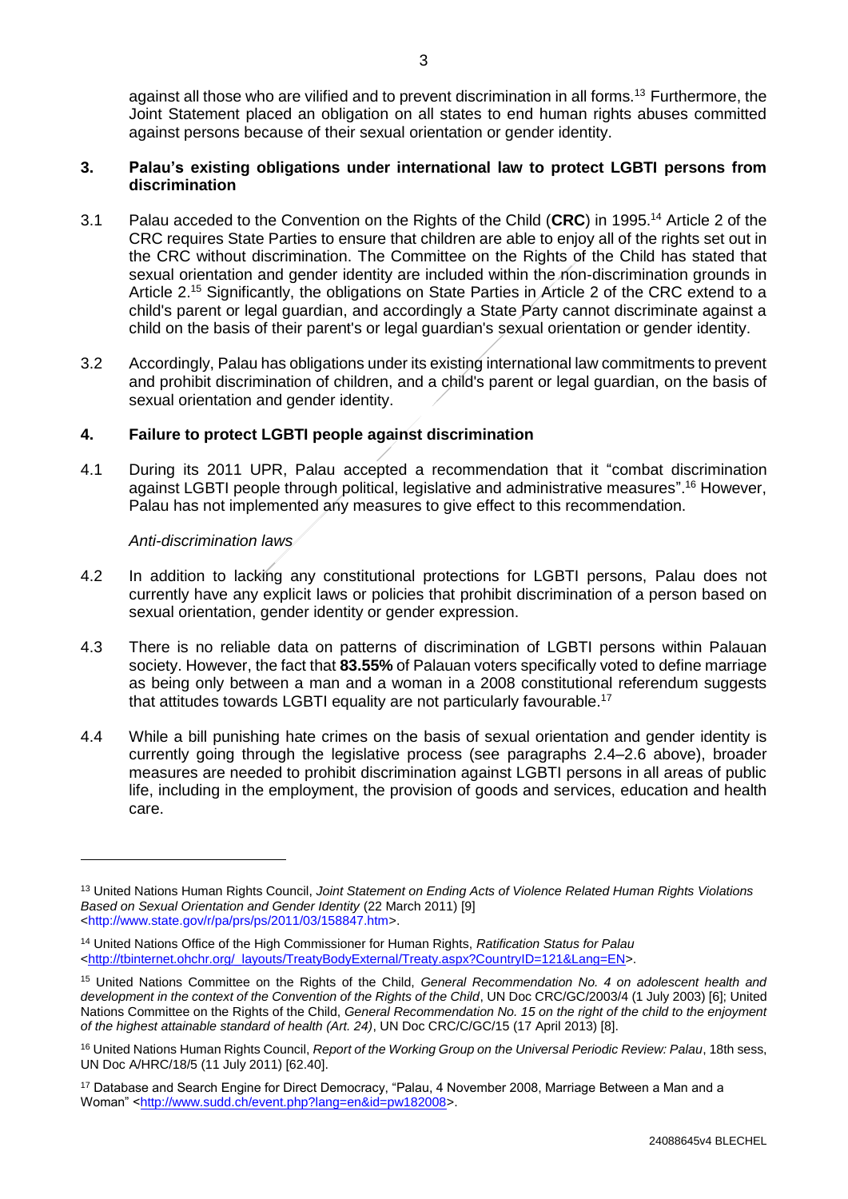against all those who are vilified and to prevent discrimination in all forms.[13] Furthermore, the Joint Statement placed an obligation on all states to end human rights abuses committed against persons because of their sexual orientation or gender identity.

## 3. Palau's existing obligations under international law to protect LGBTI persons from discrimination

3.1 Palau acceded to the Convention on the Rights of the Child (**CRC**) in 1995.[14] Article 2 of the CRC requires State Parties to ensure that children are able to enjoy all of the rights set out in the CRC without discrimination. The Committee on the Rights of the Child has stated that sexual orientation and gender identity are included within the non-discrimination grounds in Article 2.[15] Significantly, the obligations on State Parties in Article 2 of the CRC extend to a child's parent or legal guardian, and accordingly a State Party cannot discriminate against a child on the basis of their parent's or legal guardian's sexual orientation or gender identity.

3.2 Accordingly, Palau has obligations under its existing international law commitments to prevent and prohibit discrimination of children, and a child's parent or legal guardian, on the basis of sexual orientation and gender identity.

## 4. Failure to protect LGBTI people against discrimination

4.1 During its 2011 UPR, Palau accepted a recommendation that it "combat discrimination against LGBTI people through political, legislative and administrative measures".[16] However, Palau has not implemented any measures to give effect to this recommendation.

*Anti-discrimination laws*

4.2 In addition to lacking any constitutional protections for LGBTI persons, Palau does not currently have any explicit laws or policies that prohibit discrimination of a person based on sexual orientation, gender identity or gender expression.

4.3 There is no reliable data on patterns of discrimination of LGBTI persons within Palauan society. However, the fact that **83.55%** of Palauan voters specifically voted to define marriage as being only between a man and a woman in a 2008 constitutional referendum suggests that attitudes towards LGBTI equality are not particularly favourable.[17]

4.4 While a bill punishing hate crimes on the basis of sexual orientation and gender identity is currently going through the legislative process (see paragraphs 2.4–2.6 above), broader measures are needed to prohibit discrimination against LGBTI persons in all areas of public life, including in the employment, the provision of goods and services, education and health care.

---

[13] United Nations Human Rights Council, *Joint Statement on Ending Acts of Violence Related Human Rights Violations Based on Sexual Orientation and Gender Identity* (22 March 2011) [9] <http://www.state.gov/r/pa/prs/ps/2011/03/158847.htm>.

[14] United Nations Office of the High Commissioner for Human Rights, *Ratification Status for Palau* <http://tbinternet.ohchr.org/_layouts/TreatyBodyExternal/Treaty.aspx?CountryID=121&Lang=EN>.

[15] United Nations Committee on the Rights of the Child, *General Recommendation No. 4 on adolescent health and development in the context of the Convention of the Rights of the Child*, UN Doc CRC/GC/2003/4 (1 July 2003) [6]; United Nations Committee on the Rights of the Child, *General Recommendation No. 15 on the right of the child to the enjoyment of the highest attainable standard of health (Art. 24)*, UN Doc CRC/C/GC/15 (17 April 2013) [8].

[16] United Nations Human Rights Council, *Report of the Working Group on the Universal Periodic Review: Palau*, 18th sess, UN Doc A/HRC/18/5 (11 July 2011) [62.40].

[17] Database and Search Engine for Direct Democracy, "Palau, 4 November 2008, Marriage Between a Man and a Woman" <http://www.sudd.ch/event.php?lang=en&id=pw182008>.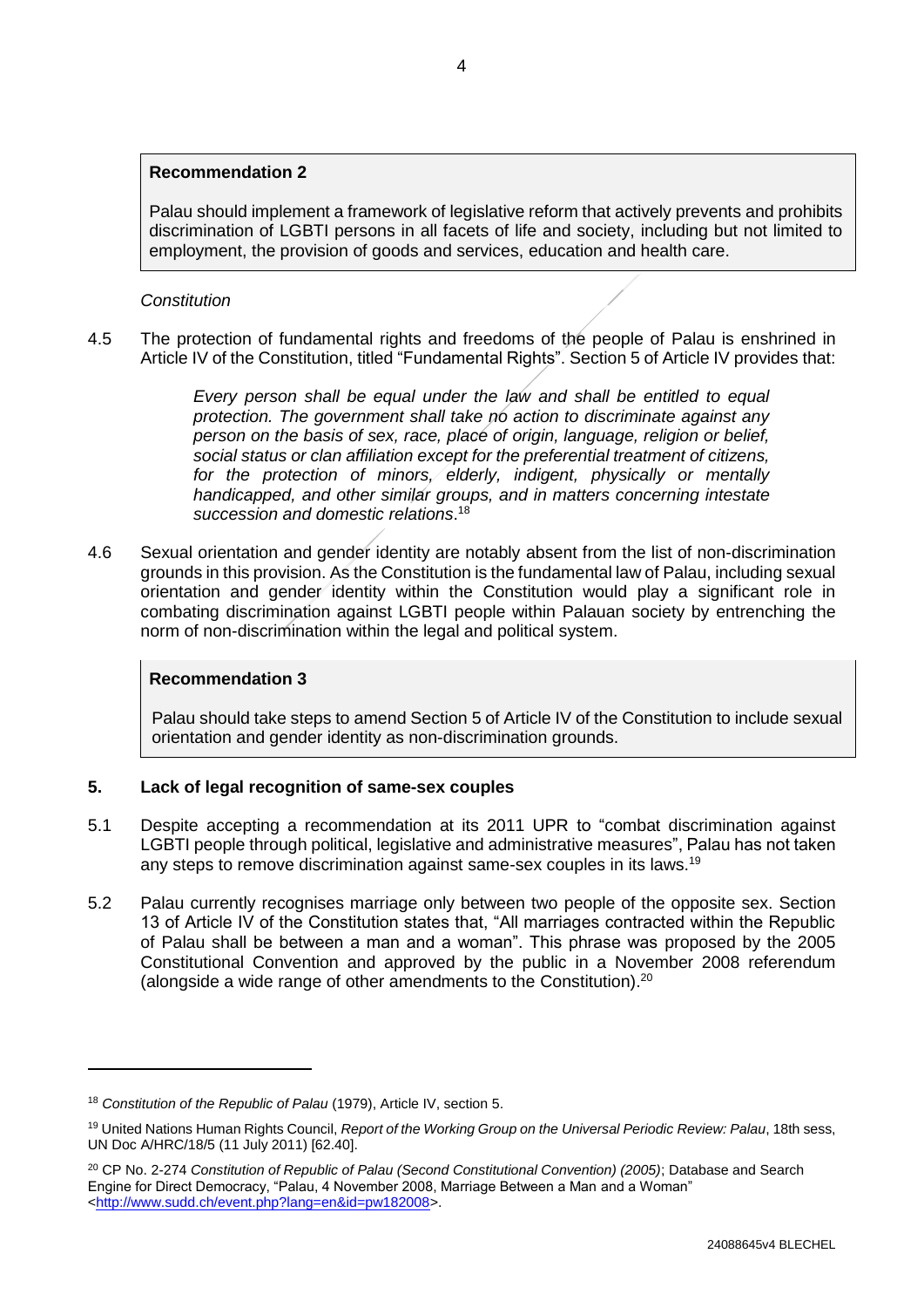> **Recommendation 2**
>
> Palau should implement a framework of legislative reform that actively prevents and prohibits discrimination of LGBTI persons in all facets of life and society, including but not limited to employment, the provision of goods and services, education and health care.

*Constitution*

4.5 The protection of fundamental rights and freedoms of the people of Palau is enshrined in Article IV of the Constitution, titled "Fundamental Rights". Section 5 of Article IV provides that:

> *Every person shall be equal under the law and shall be entitled to equal protection. The government shall take no action to discriminate against any person on the basis of sex, race, place of origin, language, religion or belief, social status or clan affiliation except for the preferential treatment of citizens, for the protection of minors, elderly, indigent, physically or mentally handicapped, and other similar groups, and in matters concerning intestate succession and domestic relations*.[18]

4.6 Sexual orientation and gender identity are notably absent from the list of non-discrimination grounds in this provision. As the Constitution is the fundamental law of Palau, including sexual orientation and gender identity within the Constitution would play a significant role in combating discrimination against LGBTI people within Palauan society by entrenching the norm of non-discrimination within the legal and political system.

> **Recommendation 3**
>
> Palau should take steps to amend Section 5 of Article IV of the Constitution to include sexual orientation and gender identity as non-discrimination grounds.

## 5. Lack of legal recognition of same-sex couples

5.1 Despite accepting a recommendation at its 2011 UPR to "combat discrimination against LGBTI people through political, legislative and administrative measures", Palau has not taken any steps to remove discrimination against same-sex couples in its laws.[19]

5.2 Palau currently recognises marriage only between two people of the opposite sex. Section 13 of Article IV of the Constitution states that, "All marriages contracted within the Republic of Palau shall be between a man and a woman". This phrase was proposed by the 2005 Constitutional Convention and approved by the public in a November 2008 referendum (alongside a wide range of other amendments to the Constitution).[20]

---

[18] *Constitution of the Republic of Palau* (1979), Article IV, section 5.

[19] United Nations Human Rights Council, *Report of the Working Group on the Universal Periodic Review: Palau*, 18th sess, UN Doc A/HRC/18/5 (11 July 2011) [62.40].

[20] CP No. 2-274 *Constitution of Republic of Palau (Second Constitutional Convention) (2005)*; Database and Search Engine for Direct Democracy, "Palau, 4 November 2008, Marriage Between a Man and a Woman" <http://www.sudd.ch/event.php?lang=en&id=pw182008>.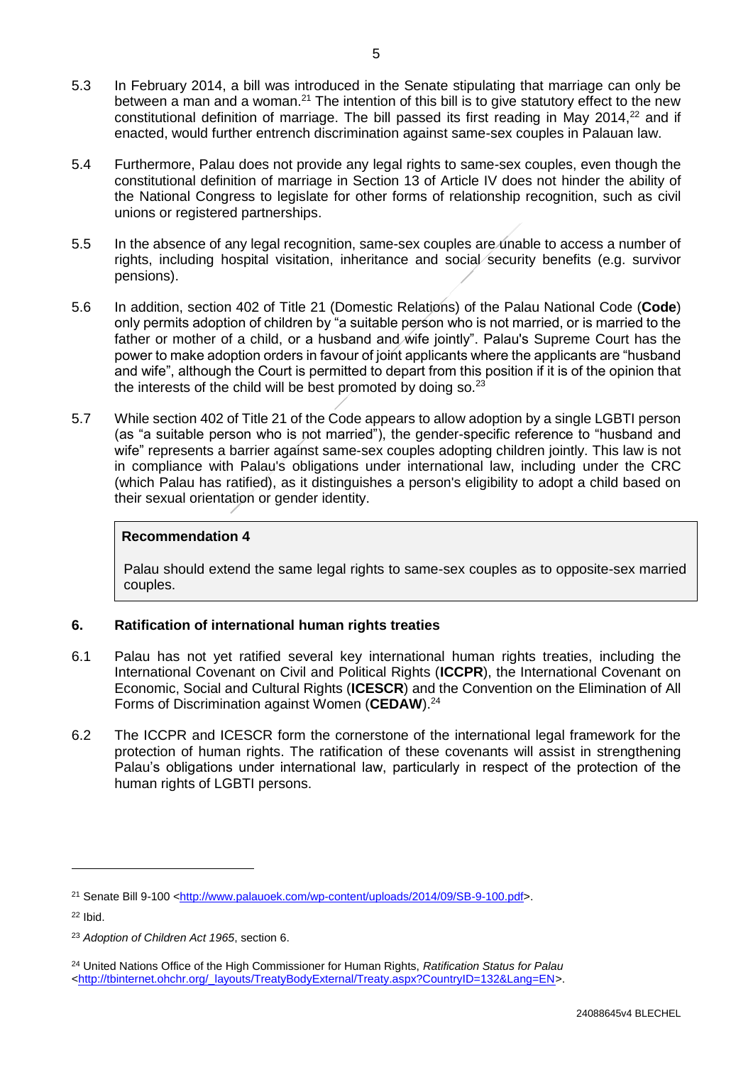5.3 In February 2014, a bill was introduced in the Senate stipulating that marriage can only be between a man and a woman.[21] The intention of this bill is to give statutory effect to the new constitutional definition of marriage. The bill passed its first reading in May 2014,[22] and if enacted, would further entrench discrimination against same-sex couples in Palauan law.

5.4 Furthermore, Palau does not provide any legal rights to same-sex couples, even though the constitutional definition of marriage in Section 13 of Article IV does not hinder the ability of the National Congress to legislate for other forms of relationship recognition, such as civil unions or registered partnerships.

5.5 In the absence of any legal recognition, same-sex couples are unable to access a number of rights, including hospital visitation, inheritance and social security benefits (e.g. survivor pensions).

5.6 In addition, section 402 of Title 21 (Domestic Relations) of the Palau National Code (**Code**) only permits adoption of children by "a suitable person who is not married, or is married to the father or mother of a child, or a husband and wife jointly". Palau's Supreme Court has the power to make adoption orders in favour of joint applicants where the applicants are "husband and wife", although the Court is permitted to depart from this position if it is of the opinion that the interests of the child will be best promoted by doing so.[23]

5.7 While section 402 of Title 21 of the Code appears to allow adoption by a single LGBTI person (as "a suitable person who is not married"), the gender-specific reference to "husband and wife" represents a barrier against same-sex couples adopting children jointly. This law is not in compliance with Palau's obligations under international law, including under the CRC (which Palau has ratified), as it distinguishes a person's eligibility to adopt a child based on their sexual orientation or gender identity.

> **Recommendation 4**
>
> Palau should extend the same legal rights to same-sex couples as to opposite-sex married couples.

## 6. Ratification of international human rights treaties

6.1 Palau has not yet ratified several key international human rights treaties, including the International Covenant on Civil and Political Rights (**ICCPR**), the International Covenant on Economic, Social and Cultural Rights (**ICESCR**) and the Convention on the Elimination of All Forms of Discrimination against Women (**CEDAW**).[24]

6.2 The ICCPR and ICESCR form the cornerstone of the international legal framework for the protection of human rights. The ratification of these covenants will assist in strengthening Palau's obligations under international law, particularly in respect of the protection of the human rights of LGBTI persons.

---

[21] Senate Bill 9-100 <http://www.palauoek.com/wp-content/uploads/2014/09/SB-9-100.pdf>.

[22] Ibid.

[23] *Adoption of Children Act 1965*, section 6.

[24] United Nations Office of the High Commissioner for Human Rights, *Ratification Status for Palau* <http://tbinternet.ohchr.org/_layouts/TreatyBodyExternal/Treaty.aspx?CountryID=132&Lang=EN>.

24088645v4 BLECHEL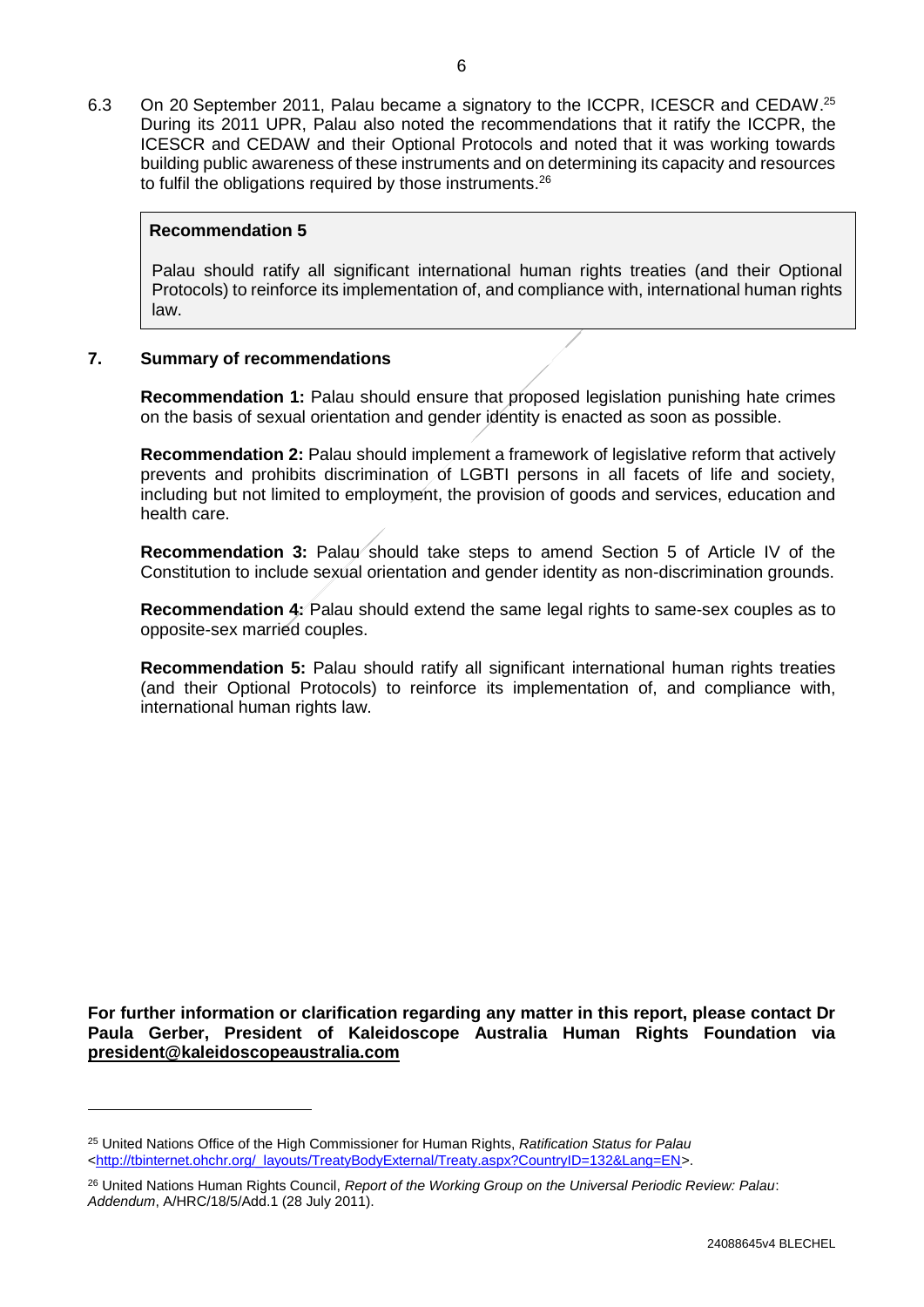6.3 On 20 September 2011, Palau became a signatory to the ICCPR, ICESCR and CEDAW.[25] During its 2011 UPR, Palau also noted the recommendations that it ratify the ICCPR, the ICESCR and CEDAW and their Optional Protocols and noted that it was working towards building public awareness of these instruments and on determining its capacity and resources to fulfil the obligations required by those instruments.[26]

> **Recommendation 5**
>
> Palau should ratify all significant international human rights treaties (and their Optional Protocols) to reinforce its implementation of, and compliance with, international human rights law.

## 7. Summary of recommendations

**Recommendation 1:** Palau should ensure that proposed legislation punishing hate crimes on the basis of sexual orientation and gender identity is enacted as soon as possible.

**Recommendation 2:** Palau should implement a framework of legislative reform that actively prevents and prohibits discrimination of LGBTI persons in all facets of life and society, including but not limited to employment, the provision of goods and services, education and health care.

**Recommendation 3:** Palau should take steps to amend Section 5 of Article IV of the Constitution to include sexual orientation and gender identity as non-discrimination grounds.

**Recommendation 4:** Palau should extend the same legal rights to same-sex couples as to opposite-sex married couples.

**Recommendation 5:** Palau should ratify all significant international human rights treaties (and their Optional Protocols) to reinforce its implementation of, and compliance with, international human rights law.

**For further information or clarification regarding any matter in this report, please contact Dr Paula Gerber, President of Kaleidoscope Australia Human Rights Foundation via president@kaleidoscopeaustralia.com**

---

[25] United Nations Office of the High Commissioner for Human Rights, *Ratification Status for Palau* <http://tbinternet.ohchr.org/_layouts/TreatyBodyExternal/Treaty.aspx?CountryID=132&Lang=EN>.

[26] United Nations Human Rights Council, *Report of the Working Group on the Universal Periodic Review: Palau: Addendum*, A/HRC/18/5/Add.1 (28 July 2011).

24088645v4 BLECHEL